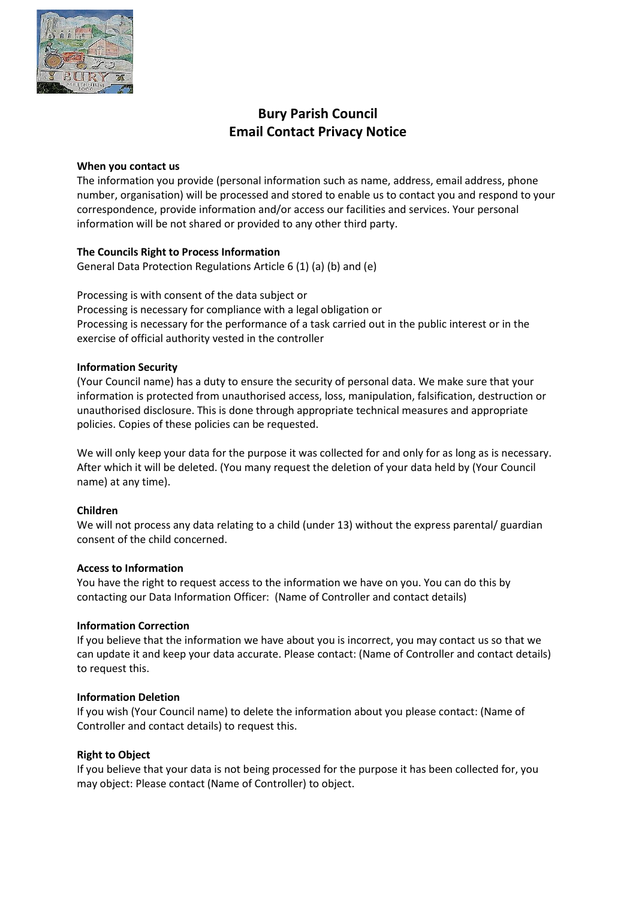# Bury Parish Council
# Email Contact Privacy Notice

**When you contact us**

The information you provide (personal information such as name, address, email address, phone number, organisation) will be processed and stored to enable us to contact you and respond to your correspondence, provide information and/or access our facilities and services. Your personal information will be not shared or provided to any other third party.

**The Councils Right to Process Information**

General Data Protection Regulations Article 6 (1) (a) (b) and (e)

Processing is with consent of the data subject or
Processing is necessary for compliance with a legal obligation or
Processing is necessary for the performance of a task carried out in the public interest or in the exercise of official authority vested in the controller

**Information Security**

(Your Council name) has a duty to ensure the security of personal data. We make sure that your information is protected from unauthorised access, loss, manipulation, falsification, destruction or unauthorised disclosure. This is done through appropriate technical measures and appropriate policies. Copies of these policies can be requested.

We will only keep your data for the purpose it was collected for and only for as long as is necessary. After which it will be deleted. (You many request the deletion of your data held by (Your Council name) at any time).

**Children**

We will not process any data relating to a child (under 13) without the express parental/ guardian consent of the child concerned.

**Access to Information**

You have the right to request access to the information we have on you. You can do this by contacting our Data Information Officer: (Name of Controller and contact details)

**Information Correction**

If you believe that the information we have about you is incorrect, you may contact us so that we can update it and keep your data accurate. Please contact: (Name of Controller and contact details) to request this.

**Information Deletion**

If you wish (Your Council name) to delete the information about you please contact: (Name of Controller and contact details) to request this.

**Right to Object**

If you believe that your data is not being processed for the purpose it has been collected for, you may object: Please contact (Name of Controller) to object.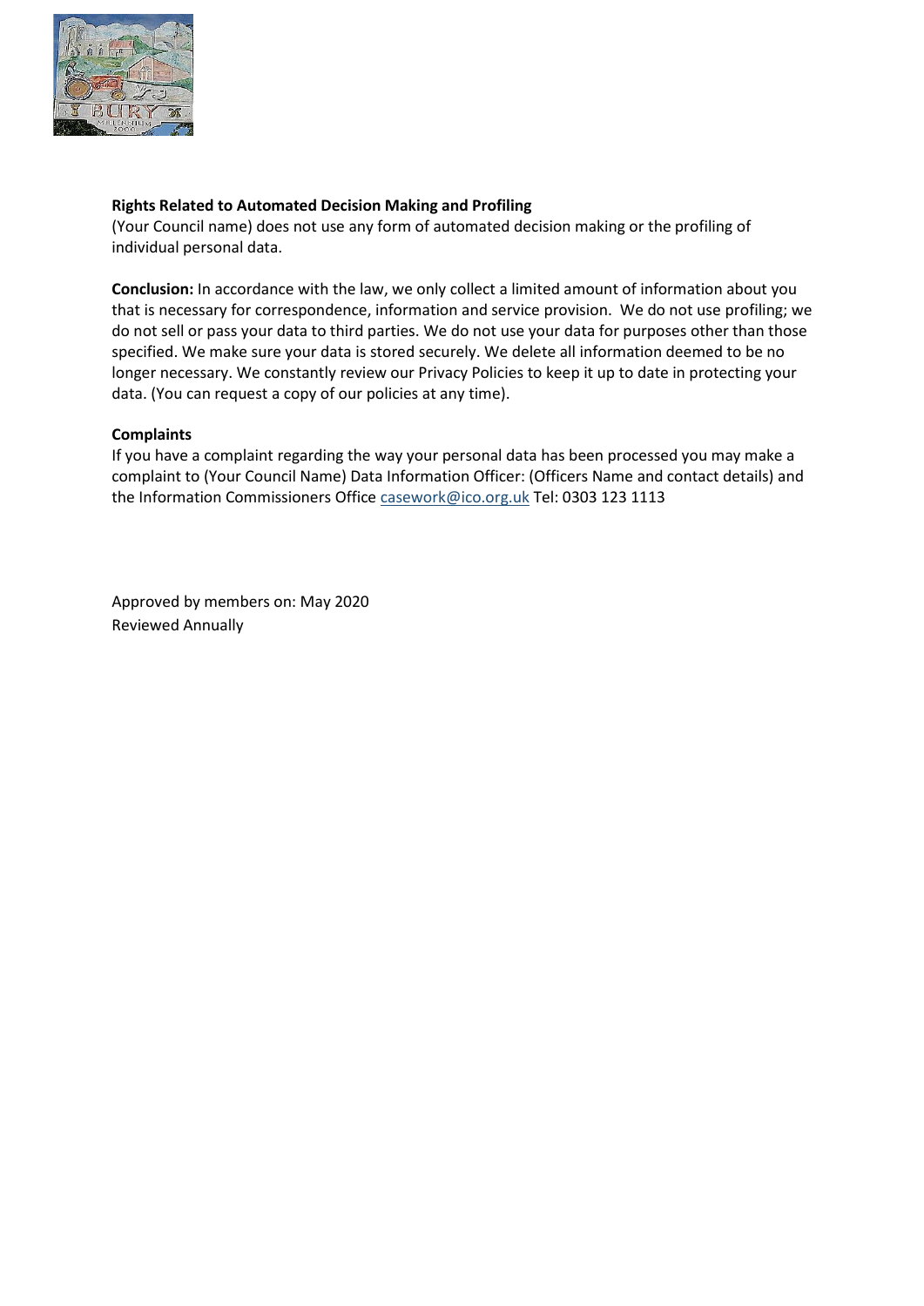**Rights Related to Automated Decision Making and Profiling**
(Your Council name) does not use any form of automated decision making or the profiling of individual personal data.

**Conclusion:** In accordance with the law, we only collect a limited amount of information about you that is necessary for correspondence, information and service provision. We do not use profiling; we do not sell or pass your data to third parties. We do not use your data for purposes other than those specified. We make sure your data is stored securely. We delete all information deemed to be no longer necessary. We constantly review our Privacy Policies to keep it up to date in protecting your data. (You can request a copy of our policies at any time).

**Complaints**
If you have a complaint regarding the way your personal data has been processed you may make a complaint to (Your Council Name) Data Information Officer: (Officers Name and contact details) and the Information Commissioners Office casework@ico.org.uk Tel: 0303 123 1113

Approved by members on: May 2020
Reviewed Annually